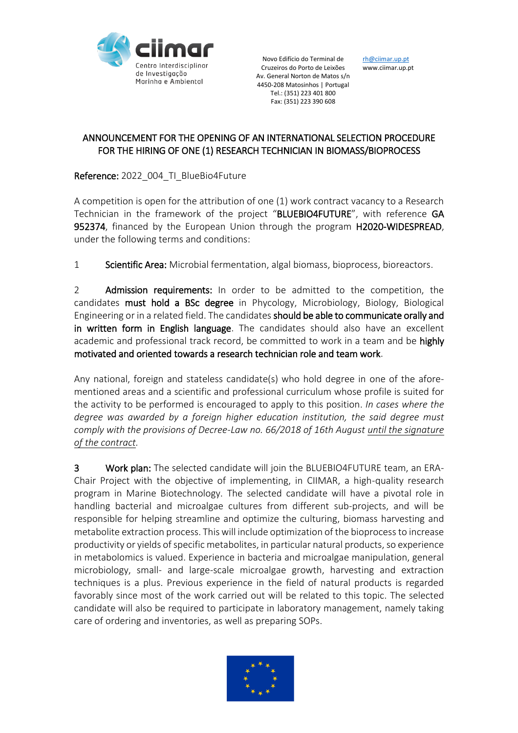ciimar
Centro Interdisciplinar de Investigação Marinha e Ambiental

Novo Edifício do Terminal de Cruzeiros do Porto de Leixões
Av. General Norton de Matos s/n
4450-208 Matosinhos | Portugal
Tel.: (351) 223 401 800
Fax: (351) 223 390 608

rh@ciimar.up.pt
www.ciimar.up.pt

# ANNOUNCEMENT FOR THE OPENING OF AN INTERNATIONAL SELECTION PROCEDURE FOR THE HIRING OF ONE (1) RESEARCH TECHNICIAN IN BIOMASS/BIOPROCESS

**Reference:** 2022_004_TI_BlueBio4Future

A competition is open for the attribution of one (1) work contract vacancy to a Research Technician in the framework of the project "**BLUEBIO4FUTURE**", with reference **GA 952374**, financed by the European Union through the program **H2020-WIDESPREAD**, under the following terms and conditions:

1 **Scientific Area:** Microbial fermentation, algal biomass, bioprocess, bioreactors.

2 **Admission requirements:** In order to be admitted to the competition, the candidates **must hold a BSc degree** in Phycology, Microbiology, Biology, Biological Engineering or in a related field. The candidates **should be able to communicate orally and in written form in English language**. The candidates should also have an excellent academic and professional track record, be committed to work in a team and be **highly motivated and oriented towards a research technician role and team work**.

Any national, foreign and stateless candidate(s) who hold degree in one of the afore-mentioned areas and a scientific and professional curriculum whose profile is suited for the activity to be performed is encouraged to apply to this position. *In cases where the degree was awarded by a foreign higher education institution, the said degree must comply with the provisions of Decree-Law no. 66/2018 of 16th August until the signature of the contract.*

3 **Work plan:** The selected candidate will join the BLUEBIO4FUTURE team, an ERA-Chair Project with the objective of implementing, in CIIMAR, a high-quality research program in Marine Biotechnology. The selected candidate will have a pivotal role in handling bacterial and microalgae cultures from different sub-projects, and will be responsible for helping streamline and optimize the culturing, biomass harvesting and metabolite extraction process. This will include optimization of the bioprocess to increase productivity or yields of specific metabolites, in particular natural products, so experience in metabolomics is valued. Experience in bacteria and microalgae manipulation, general microbiology, small- and large-scale microalgae growth, harvesting and extraction techniques is a plus. Previous experience in the field of natural products is regarded favorably since most of the work carried out will be related to this topic. The selected candidate will also be required to participate in laboratory management, namely taking care of ordering and inventories, as well as preparing SOPs.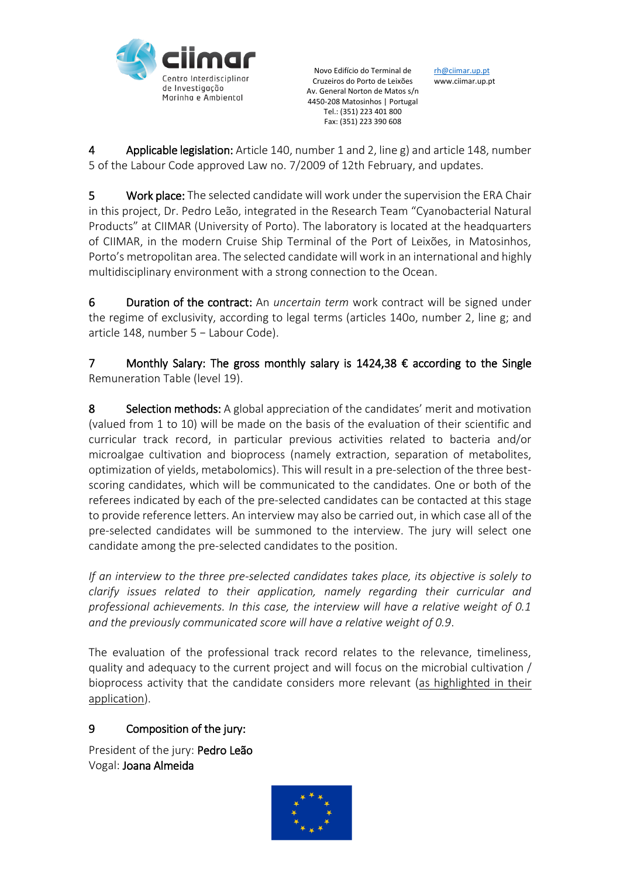4 **Applicable legislation:** Article 140, number 1 and 2, line g) and article 148, number 5 of the Labour Code approved Law no. 7/2009 of 12th February, and updates.

5 **Work place:** The selected candidate will work under the supervision the ERA Chair in this project, Dr. Pedro Leão, integrated in the Research Team "Cyanobacterial Natural Products" at CIIMAR (University of Porto). The laboratory is located at the headquarters of CIIMAR, in the modern Cruise Ship Terminal of the Port of Leixões, in Matosinhos, Porto's metropolitan area. The selected candidate will work in an international and highly multidisciplinary environment with a strong connection to the Ocean.

6 **Duration of the contract:** An *uncertain term* work contract will be signed under the regime of exclusivity, according to legal terms (articles 140o, number 2, line g; and article 148, number 5 – Labour Code).

7 **Monthly Salary: The gross monthly salary is 1424,38 € according to the Single** Remuneration Table (level 19).

8 **Selection methods:** A global appreciation of the candidates' merit and motivation (valued from 1 to 10) will be made on the basis of the evaluation of their scientific and curricular track record, in particular previous activities related to bacteria and/or microalgae cultivation and bioprocess (namely extraction, separation of metabolites, optimization of yields, metabolomics). This will result in a pre-selection of the three best-scoring candidates, which will be communicated to the candidates. One or both of the referees indicated by each of the pre-selected candidates can be contacted at this stage to provide reference letters. An interview may also be carried out, in which case all of the pre-selected candidates will be summoned to the interview. The jury will select one candidate among the pre-selected candidates to the position.

*If an interview to the three pre-selected candidates takes place, its objective is solely to clarify issues related to their application, namely regarding their curricular and professional achievements. In this case, the interview will have a relative weight of 0.1 and the previously communicated score will have a relative weight of 0.9.*

The evaluation of the professional track record relates to the relevance, timeliness, quality and adequacy to the current project and will focus on the microbial cultivation / bioprocess activity that the candidate considers more relevant (as highlighted in their application).

9 **Composition of the jury:**

President of the jury: **Pedro Leão**
Vogal: **Joana Almeida**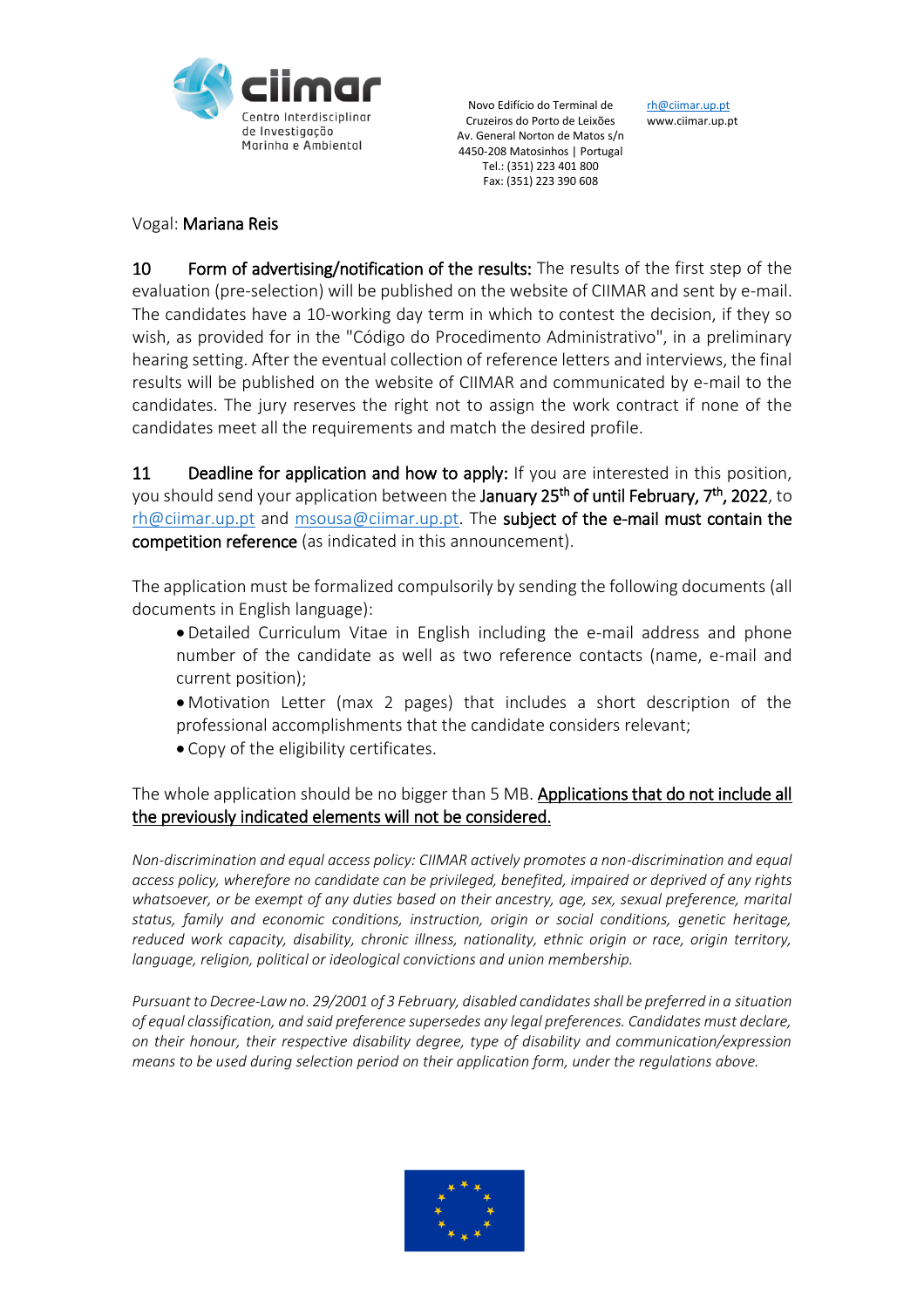Vogal: **Mariana Reis**

10 **Form of advertising/notification of the results:** The results of the first step of the evaluation (pre-selection) will be published on the website of CIIMAR and sent by e-mail. The candidates have a 10-working day term in which to contest the decision, if they so wish, as provided for in the "Código do Procedimento Administrativo", in a preliminary hearing setting. After the eventual collection of reference letters and interviews, the final results will be published on the website of CIIMAR and communicated by e-mail to the candidates. The jury reserves the right not to assign the work contract if none of the candidates meet all the requirements and match the desired profile.

11 **Deadline for application and how to apply:** If you are interested in this position, you should send your application between the **January 25th of until February, 7th, 2022**, to rh@ciimar.up.pt and msousa@ciimar.up.pt. The **subject of the e-mail must contain the competition reference** (as indicated in this announcement).

The application must be formalized compulsorily by sending the following documents (all documents in English language):

- Detailed Curriculum Vitae in English including the e-mail address and phone number of the candidate as well as two reference contacts (name, e-mail and current position);
- Motivation Letter (max 2 pages) that includes a short description of the professional accomplishments that the candidate considers relevant;
- Copy of the eligibility certificates.

The whole application should be no bigger than 5 MB. <u>Applications that do not include all the previously indicated elements will not be considered.</u>

*Non-discrimination and equal access policy: CIIMAR actively promotes a non-discrimination and equal access policy, wherefore no candidate can be privileged, benefited, impaired or deprived of any rights whatsoever, or be exempt of any duties based on their ancestry, age, sex, sexual preference, marital status, family and economic conditions, instruction, origin or social conditions, genetic heritage, reduced work capacity, disability, chronic illness, nationality, ethnic origin or race, origin territory, language, religion, political or ideological convictions and union membership.*

*Pursuant to Decree-Law no. 29/2001 of 3 February, disabled candidates shall be preferred in a situation of equal classification, and said preference supersedes any legal preferences. Candidates must declare, on their honour, their respective disability degree, type of disability and communication/expression means to be used during selection period on their application form, under the regulations above.*